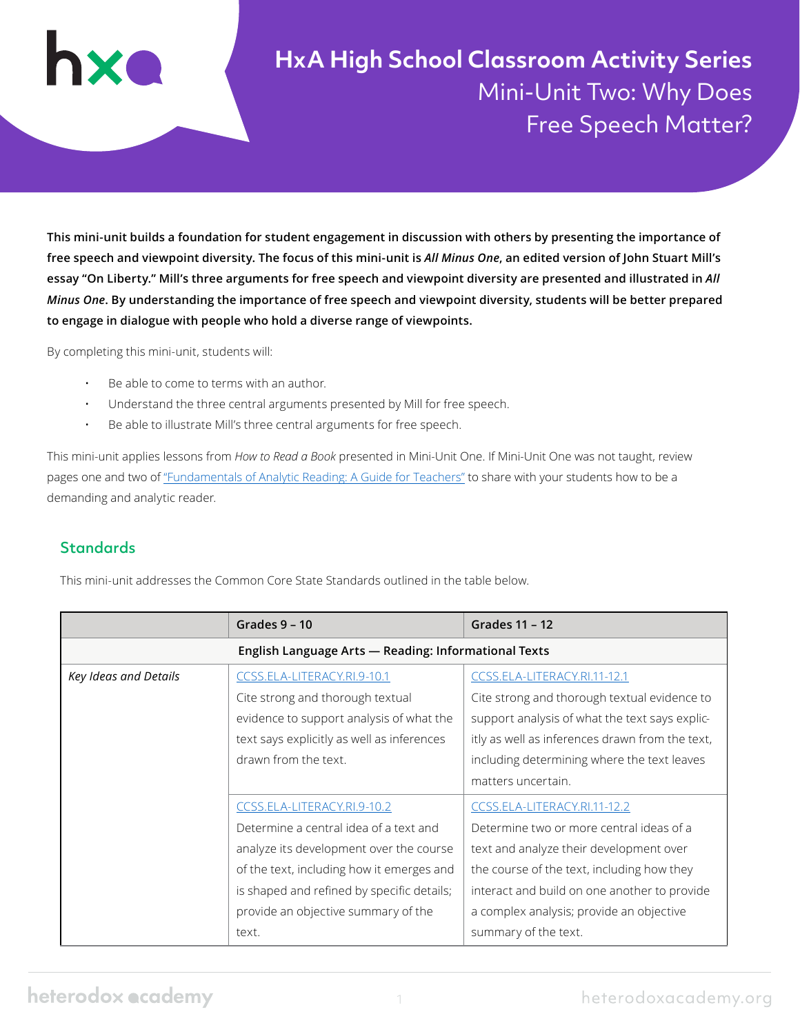# HxA High School Classroom Activity Series
## Mini-Unit Two: Why Does Free Speech Matter?

**This mini-unit builds a foundation for student engagement in discussion with others by presenting the importance of free speech and viewpoint diversity. The focus of this mini-unit is *All Minus One*, an edited version of John Stuart Mill's essay "On Liberty." Mill's three arguments for free speech and viewpoint diversity are presented and illustrated in *All Minus One*. By understanding the importance of free speech and viewpoint diversity, students will be better prepared to engage in dialogue with people who hold a diverse range of viewpoints.**

By completing this mini-unit, students will:

- Be able to come to terms with an author.
- Understand the three central arguments presented by Mill for free speech.
- Be able to illustrate Mill's three central arguments for free speech.

This mini-unit applies lessons from *How to Read a Book* presented in Mini-Unit One. If Mini-Unit One was not taught, review pages one and two of "Fundamentals of Analytic Reading: A Guide for Teachers" to share with your students how to be a demanding and analytic reader.

## Standards

This mini-unit addresses the Common Core State Standards outlined in the table below.

| | Grades 9 – 10 | Grades 11 – 12 |
|---|---|---|
| | **English Language Arts — Reading: Informational Texts** | |
| *Key Ideas and Details* | CCSS.ELA-LITERACY.RI.9-10.1 Cite strong and thorough textual evidence to support analysis of what the text says explicitly as well as inferences drawn from the text. | CCSS.ELA-LITERACY.RI.11-12.1 Cite strong and thorough textual evidence to support analysis of what the text says explicitly as well as inferences drawn from the text, including determining where the text leaves matters uncertain. |
| | CCSS.ELA-LITERACY.RI.9-10.2 Determine a central idea of a text and analyze its development over the course of the text, including how it emerges and is shaped and refined by specific details; provide an objective summary of the text. | CCSS.ELA-LITERACY.RI.11-12.2 Determine two or more central ideas of a text and analyze their development over the course of the text, including how they interact and build on one another to provide a complex analysis; provide an objective summary of the text. |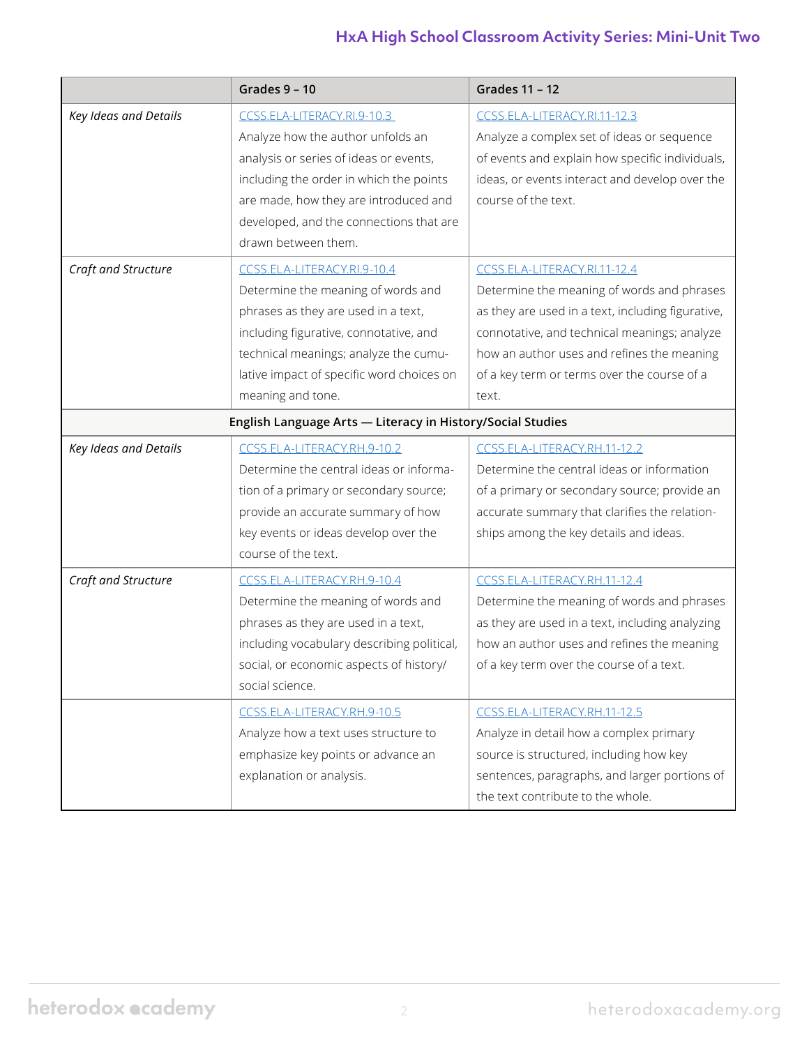| | Grades 9 – 10 | Grades 11 – 12 |
|---|---|---|
| *Key Ideas and Details* | CCSS.ELA-LITERACY.RI.9-10.3 Analyze how the author unfolds an analysis or series of ideas or events, including the order in which the points are made, how they are introduced and developed, and the connections that are drawn between them. | CCSS.ELA-LITERACY.RI.11-12.3 Analyze a complex set of ideas or sequence of events and explain how specific individuals, ideas, or events interact and develop over the course of the text. |
| *Craft and Structure* | CCSS.ELA-LITERACY.RI.9-10.4 Determine the meaning of words and phrases as they are used in a text, including figurative, connotative, and technical meanings; analyze the cumulative impact of specific word choices on meaning and tone. | CCSS.ELA-LITERACY.RI.11-12.4 Determine the meaning of words and phrases as they are used in a text, including figurative, connotative, and technical meanings; analyze how an author uses and refines the meaning of a key term or terms over the course of a text. |
| **English Language Arts — Literacy in History/Social Studies** | | |
| *Key Ideas and Details* | CCSS.ELA-LITERACY.RH.9-10.2 Determine the central ideas or information of a primary or secondary source; provide an accurate summary of how key events or ideas develop over the course of the text. | CCSS.ELA-LITERACY.RH.11-12.2 Determine the central ideas or information of a primary or secondary source; provide an accurate summary that clarifies the relationships among the key details and ideas. |
| *Craft and Structure* | CCSS.ELA-LITERACY.RH.9-10.4 Determine the meaning of words and phrases as they are used in a text, including vocabulary describing political, social, or economic aspects of history/social science. | CCSS.ELA-LITERACY.RH.11-12.4 Determine the meaning of words and phrases as they are used in a text, including analyzing how an author uses and refines the meaning of a key term over the course of a text. |
| | CCSS.ELA-LITERACY.RH.9-10.5 Analyze how a text uses structure to emphasize key points or advance an explanation or analysis. | CCSS.ELA-LITERACY.RH.11-12.5 Analyze in detail how a complex primary source is structured, including how key sentences, paragraphs, and larger portions of the text contribute to the whole. |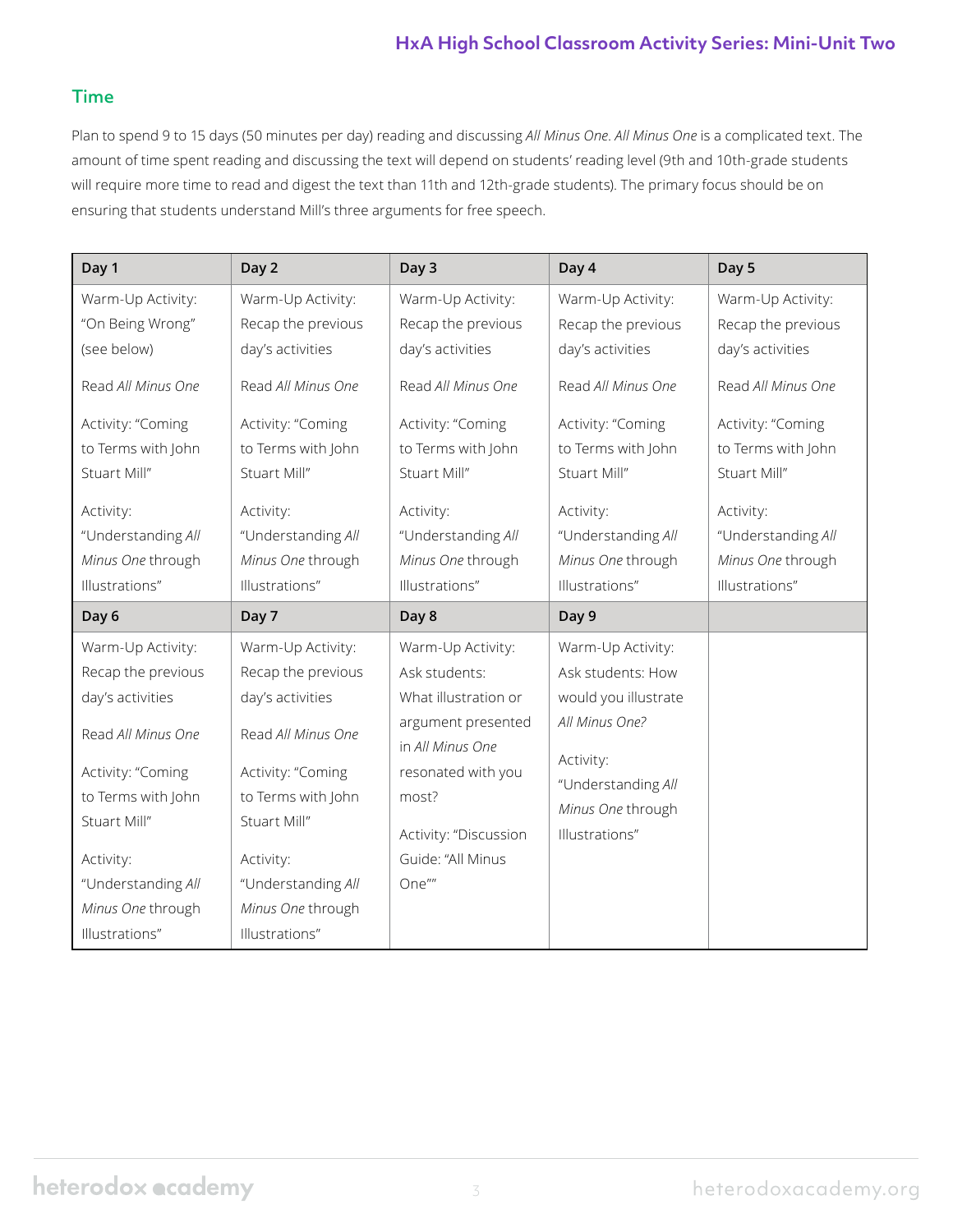## Time

Plan to spend 9 to 15 days (50 minutes per day) reading and discussing *All Minus One*. *All Minus One* is a complicated text. The amount of time spent reading and discussing the text will depend on students' reading level (9th and 10th-grade students will require more time to read and digest the text than 11th and 12th-grade students). The primary focus should be on ensuring that students understand Mill's three arguments for free speech.

| Day 1 | Day 2 | Day 3 | Day 4 | Day 5 |
|---|---|---|---|---|
| Warm-Up Activity: "On Being Wrong" (see below)<br><br>Read *All Minus One*<br><br>Activity: "Coming to Terms with John Stuart Mill"<br><br>Activity: "Understanding *All Minus One* through Illustrations" | Warm-Up Activity: Recap the previous day's activities<br><br>Read *All Minus One*<br><br>Activity: "Coming to Terms with John Stuart Mill"<br><br>Activity: "Understanding *All Minus One* through Illustrations" | Warm-Up Activity: Recap the previous day's activities<br><br>Read *All Minus One*<br><br>Activity: "Coming to Terms with John Stuart Mill"<br><br>Activity: "Understanding *All Minus One* through Illustrations" | Warm-Up Activity: Recap the previous day's activities<br><br>Read *All Minus One*<br><br>Activity: "Coming to Terms with John Stuart Mill"<br><br>Activity: "Understanding *All Minus One* through Illustrations" | Warm-Up Activity: Recap the previous day's activities<br><br>Read *All Minus One*<br><br>Activity: "Coming to Terms with John Stuart Mill"<br><br>Activity: "Understanding *All Minus One* through Illustrations" |
| **Day 6** | **Day 7** | **Day 8** | **Day 9** | |
| Warm-Up Activity: Recap the previous day's activities<br><br>Read *All Minus One*<br><br>Activity: "Coming to Terms with John Stuart Mill"<br><br>Activity: "Understanding *All Minus One* through Illustrations" | Warm-Up Activity: Recap the previous day's activities<br><br>Read *All Minus One*<br><br>Activity: "Coming to Terms with John Stuart Mill"<br><br>Activity: "Understanding *All Minus One* through Illustrations" | Warm-Up Activity: Ask students: What illustration or argument presented in *All Minus One* resonated with you most?<br><br>Activity: "Discussion Guide: "All Minus One"" | Warm-Up Activity: Ask students: How would you illustrate *All Minus One?*<br><br>Activity: "Understanding *All Minus One* through Illustrations" | |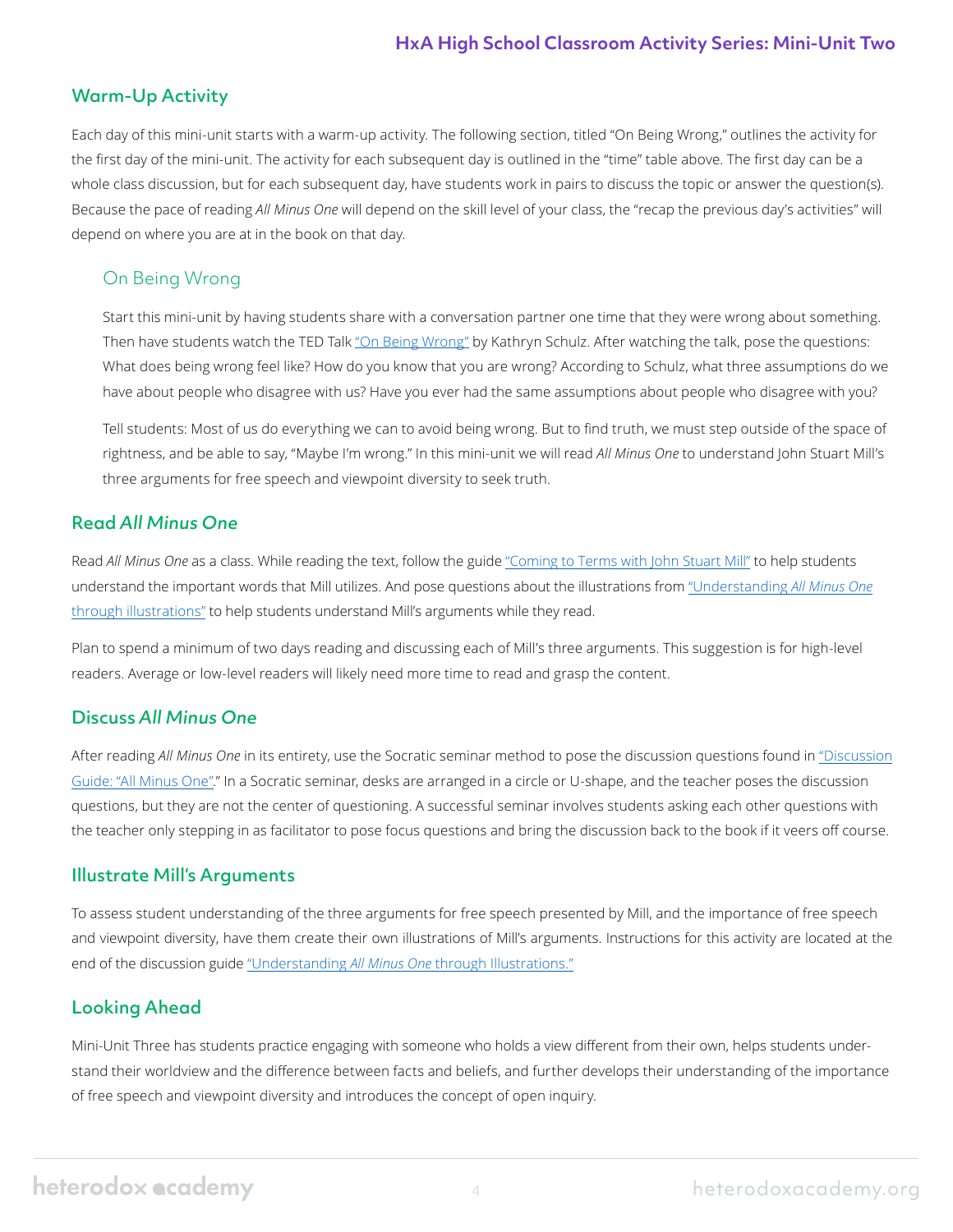## Warm-Up Activity

Each day of this mini-unit starts with a warm-up activity. The following section, titled "On Being Wrong," outlines the activity for the first day of the mini-unit. The activity for each subsequent day is outlined in the "time" table above. The first day can be a whole class discussion, but for each subsequent day, have students work in pairs to discuss the topic or answer the question(s). Because the pace of reading *All Minus One* will depend on the skill level of your class, the "recap the previous day's activities" will depend on where you are at in the book on that day.

### On Being Wrong

Start this mini-unit by having students share with a conversation partner one time that they were wrong about something. Then have students watch the TED Talk "On Being Wrong" by Kathryn Schulz. After watching the talk, pose the questions: What does being wrong feel like? How do you know that you are wrong? According to Schulz, what three assumptions do we have about people who disagree with us? Have you ever had the same assumptions about people who disagree with you?

Tell students: Most of us do everything we can to avoid being wrong. But to find truth, we must step outside of the space of rightness, and be able to say, "Maybe I'm wrong." In this mini-unit we will read *All Minus One* to understand John Stuart Mill's three arguments for free speech and viewpoint diversity to seek truth.

## Read *All Minus One*

Read *All Minus One* as a class. While reading the text, follow the guide "Coming to Terms with John Stuart Mill" to help students understand the important words that Mill utilizes. And pose questions about the illustrations from "Understanding *All Minus One* through illustrations" to help students understand Mill's arguments while they read.

Plan to spend a minimum of two days reading and discussing each of Mill's three arguments. This suggestion is for high-level readers. Average or low-level readers will likely need more time to read and grasp the content.

## Discuss *All Minus One*

After reading *All Minus One* in its entirety, use the Socratic seminar method to pose the discussion questions found in "Discussion Guide: "All Minus One"." In a Socratic seminar, desks are arranged in a circle or U-shape, and the teacher poses the discussion questions, but they are not the center of questioning. A successful seminar involves students asking each other questions with the teacher only stepping in as facilitator to pose focus questions and bring the discussion back to the book if it veers off course.

## Illustrate Mill's Arguments

To assess student understanding of the three arguments for free speech presented by Mill, and the importance of free speech and viewpoint diversity, have them create their own illustrations of Mill's arguments. Instructions for this activity are located at the end of the discussion guide "Understanding *All Minus One* through Illustrations."

## Looking Ahead

Mini-Unit Three has students practice engaging with someone who holds a view different from their own, helps students understand their worldview and the difference between facts and beliefs, and further develops their understanding of the importance of free speech and viewpoint diversity and introduces the concept of open inquiry.